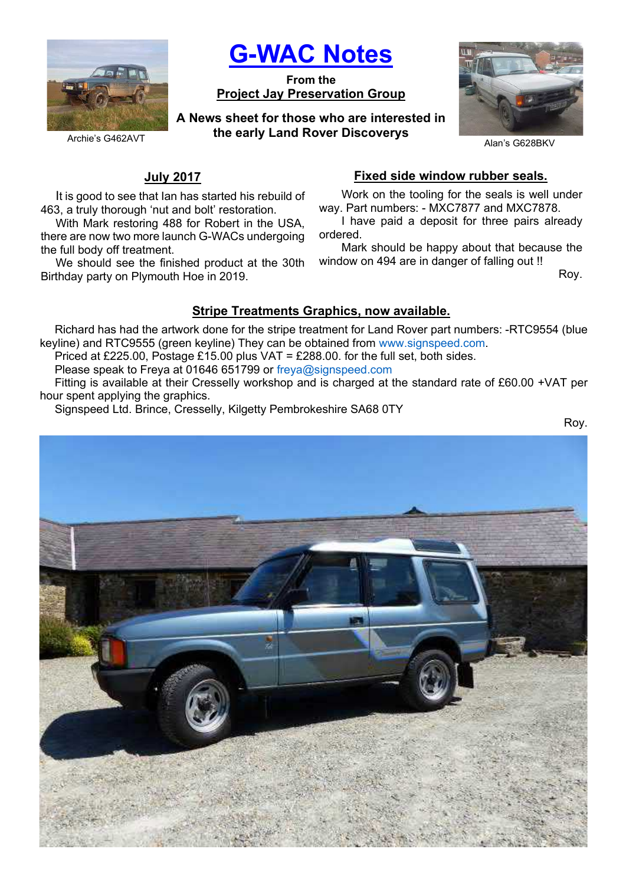Archie's G462AVT

# G-WAC Notes

**From the**
**Project Jay Preservation Group**

**A News sheet for those who are interested in the early Land Rover Discoverys**

Alan's G628BKV

## July 2017

It is good to see that Ian has started his rebuild of 463, a truly thorough 'nut and bolt' restoration.

With Mark restoring 488 for Robert in the USA, there are now two more launch G-WACs undergoing the full body off treatment.

We should see the finished product at the 30th Birthday party on Plymouth Hoe in 2019.

## Fixed side window rubber seals.

Work on the tooling for the seals is well under way. Part numbers: - MXC7877 and MXC7878.

I have paid a deposit for three pairs already ordered.

Mark should be happy about that because the window on 494 are in danger of falling out !!

Roy.

## Stripe Treatments Graphics, now available.

Richard has had the artwork done for the stripe treatment for Land Rover part numbers: -RTC9554 (blue keyline) and RTC9555 (green keyline) They can be obtained from www.signspeed.com.

Priced at £225.00, Postage £15.00 plus VAT = £288.00. for the full set, both sides.

Please speak to Freya at 01646 651799 or freya@signspeed.com

Fitting is available at their Cresselly workshop and is charged at the standard rate of £60.00 +VAT per hour spent applying the graphics.

Signspeed Ltd. Brince, Cresselly, Kilgetty Pembrokeshire SA68 0TY

Roy.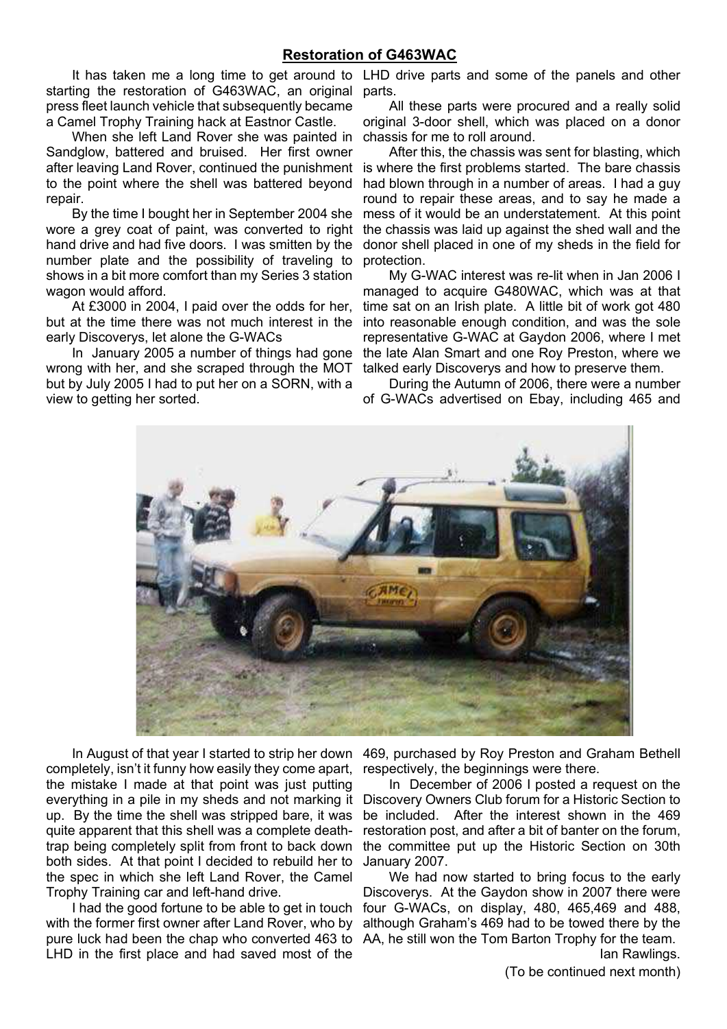## Restoration of G463WAC

It has taken me a long time to get around to starting the restoration of G463WAC, an original press fleet launch vehicle that subsequently became a Camel Trophy Training hack at Eastnor Castle.

When she left Land Rover she was painted in Sandglow, battered and bruised. Her first owner after leaving Land Rover, continued the punishment to the point where the shell was battered beyond repair.

By the time I bought her in September 2004 she wore a grey coat of paint, was converted to right hand drive and had five doors. I was smitten by the number plate and the possibility of traveling to shows in a bit more comfort than my Series 3 station wagon would afford.

At £3000 in 2004, I paid over the odds for her, but at the time there was not much interest in the early Discoverys, let alone the G-WACs

In January 2005 a number of things had gone wrong with her, and she scraped through the MOT but by July 2005 I had to put her on a SORN, with a view to getting her sorted.

LHD drive parts and some of the panels and other parts.

All these parts were procured and a really solid original 3-door shell, which was placed on a donor chassis for me to roll around.

After this, the chassis was sent for blasting, which is where the first problems started. The bare chassis had blown through in a number of areas. I had a guy round to repair these areas, and to say he made a mess of it would be an understatement. At this point the chassis was laid up against the shed wall and the donor shell placed in one of my sheds in the field for protection.

My G-WAC interest was re-lit when in Jan 2006 I managed to acquire G480WAC, which was at that time sat on an Irish plate. A little bit of work got 480 into reasonable enough condition, and was the sole representative G-WAC at Gaydon 2006, where I met the late Alan Smart and one Roy Preston, where we talked early Discoverys and how to preserve them.

During the Autumn of 2006, there were a number of G-WACs advertised on Ebay, including 465 and

In August of that year I started to strip her down completely, isn't it funny how easily they come apart, the mistake I made at that point was just putting everything in a pile in my sheds and not marking it up. By the time the shell was stripped bare, it was quite apparent that this shell was a complete death-trap being completely split from front to back down both sides. At that point I decided to rebuild her to the spec in which she left Land Rover, the Camel Trophy Training car and left-hand drive.

I had the good fortune to be able to get in touch with the former first owner after Land Rover, who by pure luck had been the chap who converted 463 to LHD in the first place and had saved most of the

469, purchased by Roy Preston and Graham Bethell respectively, the beginnings were there.

In December of 2006 I posted a request on the Discovery Owners Club forum for a Historic Section to be included. After the interest shown in the 469 restoration post, and after a bit of banter on the forum, the committee put up the Historic Section on 30th January 2007.

We had now started to bring focus to the early Discoverys. At the Gaydon show in 2007 there were four G-WACs, on display, 480, 465,469 and 488, although Graham's 469 had to be towed there by the AA, he still won the Tom Barton Trophy for the team.

Ian Rawlings.

(To be continued next month)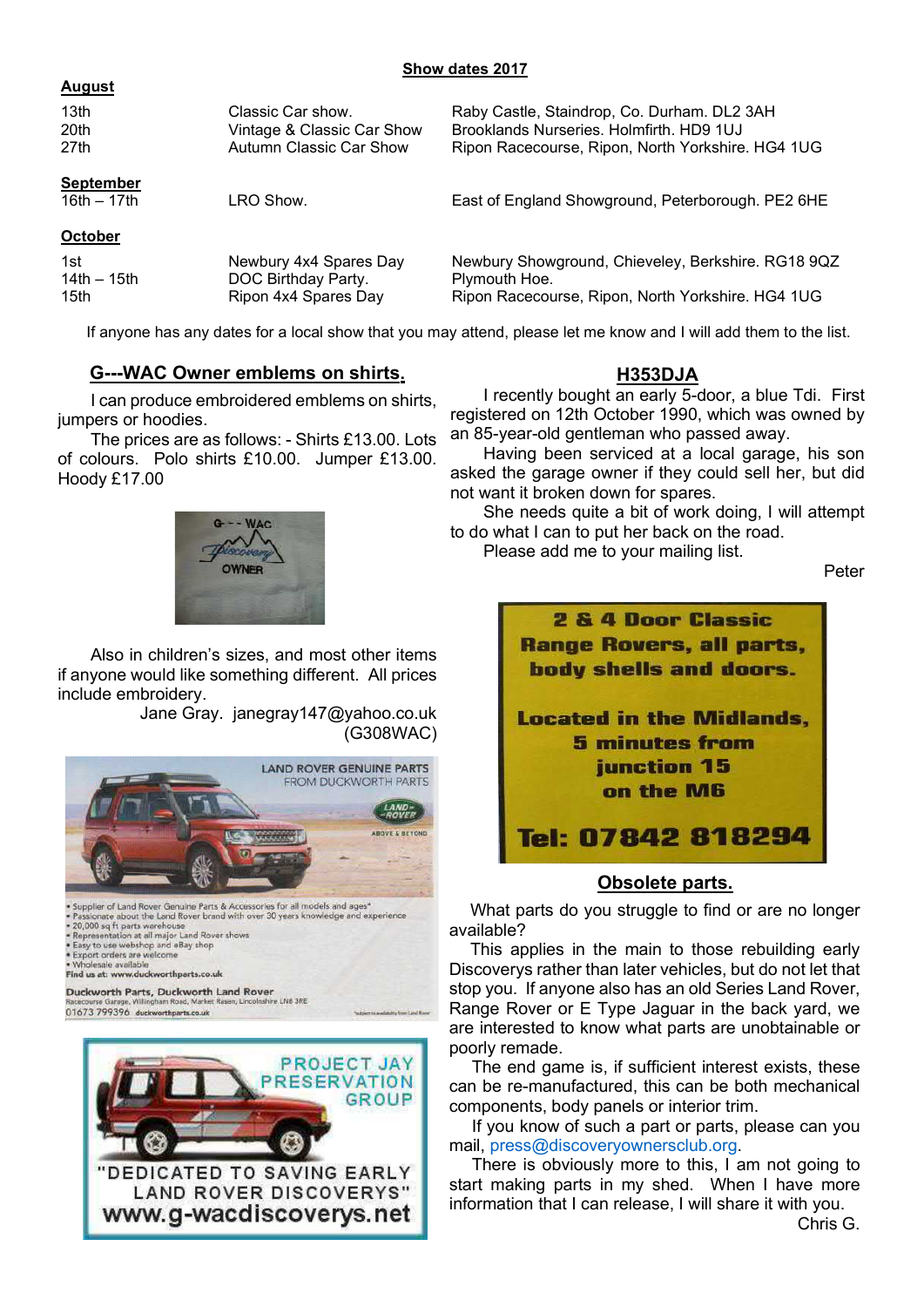## Show dates 2017

**August**

| | | |
|---|---|---|
| 13th | Classic Car show. | Raby Castle, Staindrop, Co. Durham. DL2 3AH |
| 20th | Vintage & Classic Car Show | Brooklands Nurseries. Holmfirth. HD9 1UJ |
| 27th | Autumn Classic Car Show | Ripon Racecourse, Ripon, North Yorkshire. HG4 1UG |

**September**

| | | |
|---|---|---|
| 16th – 17th | LRO Show. | East of England Showground, Peterborough. PE2 6HE |

**October**

| | | |
|---|---|---|
| 1st | Newbury 4x4 Spares Day | Newbury Showground, Chieveley, Berkshire. RG18 9QZ |
| 14th – 15th | DOC Birthday Party. | Plymouth Hoe. |
| 15th | Ripon 4x4 Spares Day | Ripon Racecourse, Ripon, North Yorkshire. HG4 1UG |

If anyone has any dates for a local show that you may attend, please let me know and I will add them to the list.

## G---WAC Owner emblems on shirts.

I can produce embroidered emblems on shirts, jumpers or hoodies.

The prices are as follows: - Shirts £13.00. Lots of colours. Polo shirts £10.00. Jumper £13.00. Hoody £17.00

Also in children's sizes, and most other items if anyone would like something different. All prices include embroidery.

Jane Gray. janegray147@yahoo.co.uk
(G308WAC)

LAND ROVER GENUINE PARTS FROM DUCKWORTH PARTS

- Supplier of Land Rover Genuine Parts & Accessories for all models and ages*
- Passionate about the Land Rover brand with over 30 years knowledge and experience
- 20,000 sq ft parts warehouse
- Representation at all major Land Rover shows
- Easy to use webshop and eBay shop
- Export orders are welcome
- Wholesale available

Find us at: www.duckworthparts.co.uk

Duckworth Parts, Duckworth Land Rover
Racecourse Garage, Willingham Road, Market Rasen, Lincolnshire LN8 3RE
01673 799396 duckworthparts.co.uk

PROJECT JAY PRESERVATION GROUP
"DEDICATED TO SAVING EARLY LAND ROVER DISCOVERYS"
www.g-wacdiscoverys.net

## H353DJA

I recently bought an early 5-door, a blue Tdi. First registered on 12th October 1990, which was owned by an 85-year-old gentleman who passed away.

Having been serviced at a local garage, his son asked the garage owner if they could sell her, but did not want it broken down for spares.

She needs quite a bit of work doing, I will attempt to do what I can to put her back on the road.

Please add me to your mailing list.

Peter

**2 & 4 Door Classic Range Rovers, all parts, body shells and doors.**

**Located in the Midlands, 5 minutes from junction 15 on the M6**

**Tel: 07842 818294**

## Obsolete parts.

What parts do you struggle to find or are no longer available?

This applies in the main to those rebuilding early Discoverys rather than later vehicles, but do not let that stop you. If anyone also has an old Series Land Rover, Range Rover or E Type Jaguar in the back yard, we are interested to know what parts are unobtainable or poorly remade.

The end game is, if sufficient interest exists, these can be re-manufactured, this can be both mechanical components, body panels or interior trim.

If you know of such a part or parts, please can you mail, press@discoveryownersclub.org.

There is obviously more to this, I am not going to start making parts in my shed. When I have more information that I can release, I will share it with you.

Chris G.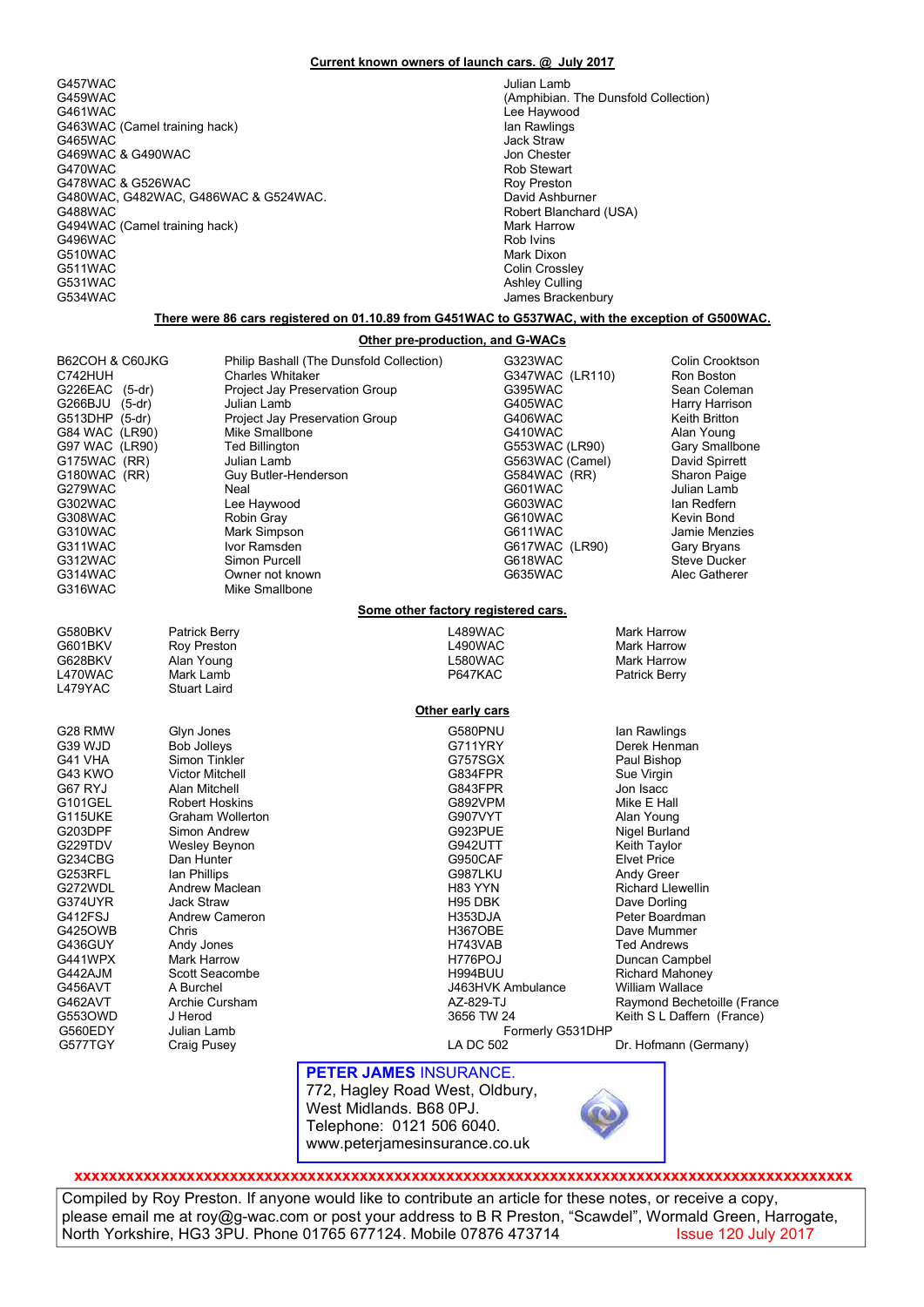## Current known owners of launch cars. @ July 2017

| | |
|---|---|
| G457WAC | Julian Lamb |
| G459WAC | (Amphibian. The Dunsfold Collection) |
| G461WAC | Lee Haywood |
| G463WAC (Camel training hack) | Ian Rawlings |
| G465WAC | Jack Straw |
| G469WAC & G490WAC | Jon Chester |
| G470WAC | Rob Stewart |
| G478WAC & G526WAC | Roy Preston |
| G480WAC, G482WAC, G486WAC & G524WAC. | David Ashburner |
| G488WAC | Robert Blanchard (USA) |
| G494WAC (Camel training hack) | Mark Harrow |
| G496WAC | Rob Ivins |
| G510WAC | Mark Dixon |
| G511WAC | Colin Crossley |
| G531WAC | Ashley Culling |
| G534WAC | James Brackenbury |

**There were 86 cars registered on 01.10.89 from G451WAC to G537WAC, with the exception of G500WAC.**

## Other pre-production, and G-WACs

| | | | |
|---|---|---|---|
| B62COH & C60JKG | Philip Bashall (The Dunsfold Collection) | G323WAC | Colin Crookton |
| C742HUH | Charles Whitaker | G347WAC (LR110) | Ron Boston |
| G226EAC (5-dr) | Project Jay Preservation Group | G395WAC | Sean Coleman |
| G266BJU (5-dr) | Julian Lamb | G405WAC | Harry Harrison |
| G513DHP (5-dr) | Project Jay Preservation Group | G406WAC | Keith Britton |
| G84 WAC (LR90) | Mike Smallbone | G410WAC | Alan Young |
| G97 WAC (LR90) | Ted Billington | G553WAC (LR90) | Gary Smallbone |
| G175WAC (RR) | Julian Lamb | G563WAC (Camel) | David Spirrett |
| G180WAC (RR) | Guy Butler-Henderson | G584WAC (RR) | Sharon Paige |
| G279WAC | Neal | G601WAC | Julian Lamb |
| G302WAC | Lee Haywood | G603WAC | Ian Redfern |
| G308WAC | Robin Gray | G610WAC | Kevin Bond |
| G310WAC | Mark Simpson | G611WAC | Jamie Menzies |
| G311WAC | Ivor Ramsden | G617WAC (LR90) | Gary Bryans |
| G312WAC | Simon Purcell | G618WAC | Steve Ducker |
| G314WAC | Owner not known | G635WAC | Alec Gatherer |
| G316WAC | Mike Smallbone | | |

## Some other factory registered cars.

| | | | |
|---|---|---|---|
| G580BKV | Patrick Berry | L489WAC | Mark Harrow |
| G601BKV | Roy Preston | L490WAC | Mark Harrow |
| G628BKV | Alan Young | L580WAC | Mark Harrow |
| L470WAC | Mark Lamb | P647KAC | Patrick Berry |
| L479YAC | Stuart Laird | | |

## Other early cars

| | | | |
|---|---|---|---|
| G28 RMW | Glyn Jones | G580PNU | Ian Rawlings |
| G39 WJD | Bob Jolleys | G711YRY | Derek Henman |
| G41 VHA | Simon Tinkler | G757SGX | Paul Bishop |
| G43 KWO | Victor Mitchell | G834FPR | Sue Virgin |
| G67 RYJ | Alan Mitchell | G843FPR | Jon Isacc |
| G101GEL | Robert Hoskins | G892VPM | Mike E Hall |
| G115UKE | Graham Wollerton | G907VYT | Alan Young |
| G203DPF | Simon Andrew | G923PUE | Nigel Burland |
| G229TDV | Wesley Beynon | G942UTT | Keith Taylor |
| G234CBG | Dan Hunter | G950CAF | Elvet Price |
| G253RFL | Ian Phillips | G987LKU | Andy Greer |
| G272WDL | Andrew Maclean | H83 YYN | Richard Llewellin |
| G374UYR | Jack Straw | H95 DBK | Dave Dorling |
| G412FSJ | Andrew Cameron | H353DJA | Peter Boardman |
| G425OWB | Chris | H367OBE | Dave Mummer |
| G436GUY | Andy Jones | H743VAB | Ted Andrews |
| G441WPX | Mark Harrow | H776POJ | Duncan Campbel |
| G442AJM | Scott Seacombe | H994BUU | Richard Mahoney |
| G456AVT | A Burchel | J463HVK Ambulance | William Wallace |
| G462AVT | Archie Cursham | AZ-829-TJ | Raymond Bechetoille (France |
| G553OWD | J Herod | 3656 TW 24 | Keith S L Daffern (France) |
| G560EDY | Julian Lamb | Formerly G531DHP | |
| G577TGY | Craig Pusey | LA DC 502 | Dr. Hofmann (Germany) |

**PETER JAMES INSURANCE.**
772, Hagley Road West, Oldbury,
West Midlands. B68 0PJ.
Telephone: 0121 506 6040.
www.peterjamesinsurance.co.uk

xxxxxxxxxxxxxxxxxxxxxxxxxxxxxxxxxxxxxxxxxxxxxxxxxxxxxxxxxxxxxxxxxxxxxxxxxxxxxxxxxxxxxx

Compiled by Roy Preston. If anyone would like to contribute an article for these notes, or receive a copy, please email me at roy@g-wac.com or post your address to B R Preston, "Scawdel", Wormald Green, Harrogate, North Yorkshire, HG3 3PU. Phone 01765 677124. Mobile 07876 473714 Issue 120 July 2017